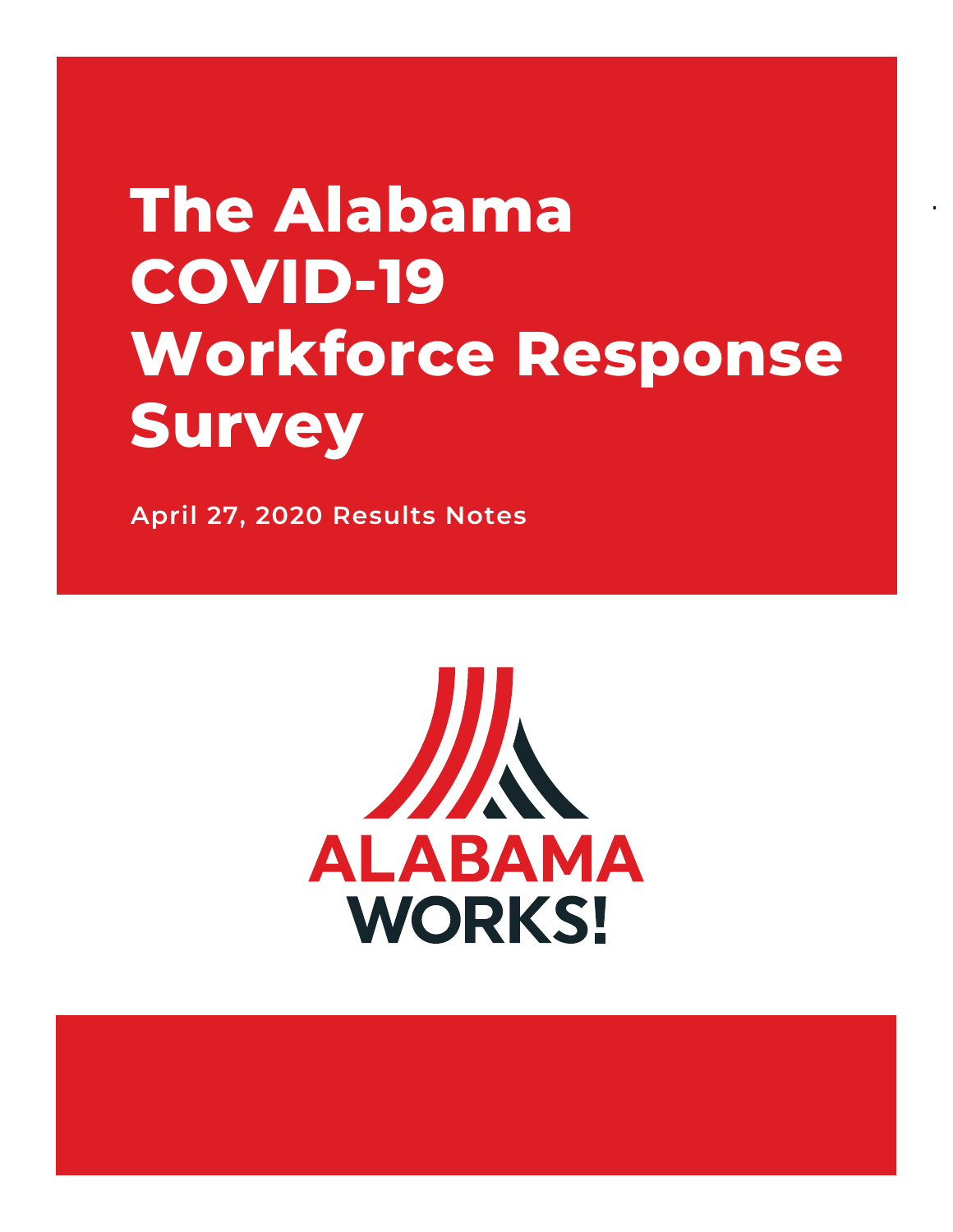# The Alabama COVID-19 Workforce Response Survey

**April 27, 2020 Results Notes**

ALABAMA WORKS!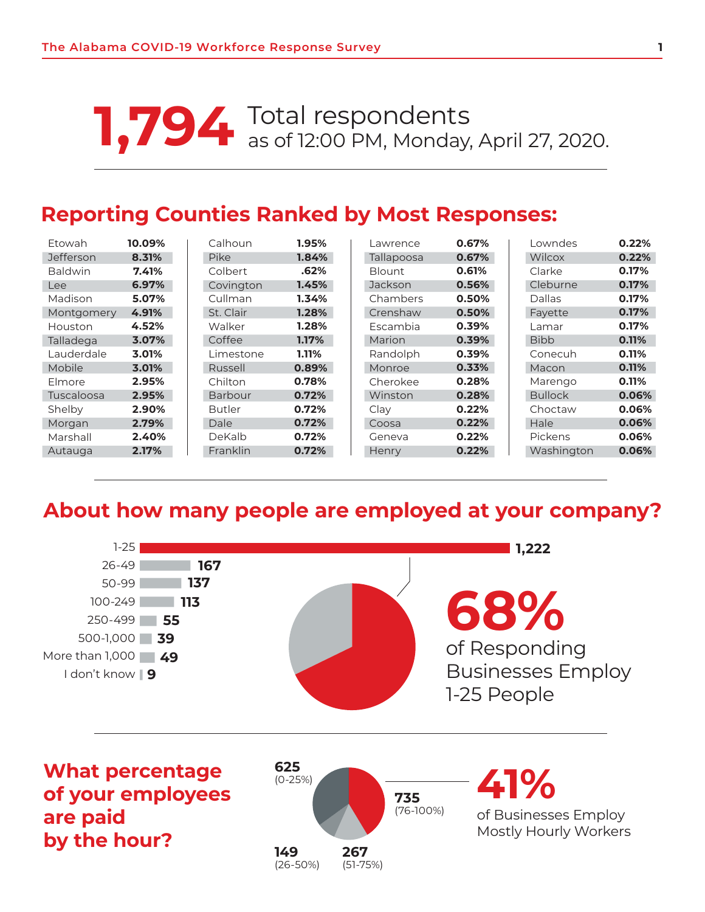**1,794** Total respondents as of 12:00 PM, Monday, April 27, 2020.

## Reporting Counties Ranked by Most Responses:

| County | % | County | % | County | % | County | % |
|---|---|---|---|---|---|---|---|
| Etowah | 10.09% | Calhoun | 1.95% | Lawrence | 0.67% | Lowndes | 0.22% |
| Jefferson | 8.31% | Pike | 1.84% | Tallapoosa | 0.67% | Wilcox | 0.22% |
| Baldwin | 7.41% | Colbert | .62% | Blount | 0.61% | Clarke | 0.17% |
| Lee | 6.97% | Covington | 1.45% | Jackson | 0.56% | Cleburne | 0.17% |
| Madison | 5.07% | Cullman | 1.34% | Chambers | 0.50% | Dallas | 0.17% |
| Montgomery | 4.91% | St. Clair | 1.28% | Crenshaw | 0.50% | Fayette | 0.17% |
| Houston | 4.52% | Walker | 1.28% | Escambia | 0.39% | Lamar | 0.17% |
| Talladega | 3.07% | Coffee | 1.17% | Marion | 0.39% | Bibb | 0.11% |
| Lauderdale | 3.01% | Limestone | 1.11% | Randolph | 0.39% | Conecuh | 0.11% |
| Mobile | 3.01% | Russell | 0.89% | Monroe | 0.33% | Macon | 0.11% |
| Elmore | 2.95% | Chilton | 0.78% | Cherokee | 0.28% | Marengo | 0.11% |
| Tuscaloosa | 2.95% | Barbour | 0.72% | Winston | 0.28% | Bullock | 0.06% |
| Shelby | 2.90% | Butler | 0.72% | Clay | 0.22% | Choctaw | 0.06% |
| Morgan | 2.79% | Dale | 0.72% | Coosa | 0.22% | Hale | 0.06% |
| Marshall | 2.40% | DeKalb | 0.72% | Geneva | 0.22% | Pickens | 0.06% |
| Autauga | 2.17% | Franklin | 0.72% | Henry | 0.22% | Washington | 0.06% |

## About how many people are employed at your company?

| Employees | Responses |
|---|---|
| 1-25 | 1,222 |
| 26-49 | 167 |
| 50-99 | 137 |
| 100-249 | 113 |
| 250-499 | 55 |
| 500-1,000 | 39 |
| More than 1,000 | 49 |
| I don't know | 9 |

**68%** of Responding Businesses Employ 1-25 People

## What percentage of your employees are paid by the hour?

| Percentage | Responses |
|---|---|
| 0-25% | 625 |
| 26-50% | 149 |
| 51-75% | 267 |
| 76-100% | 735 |

**41%** of Businesses Employ Mostly Hourly Workers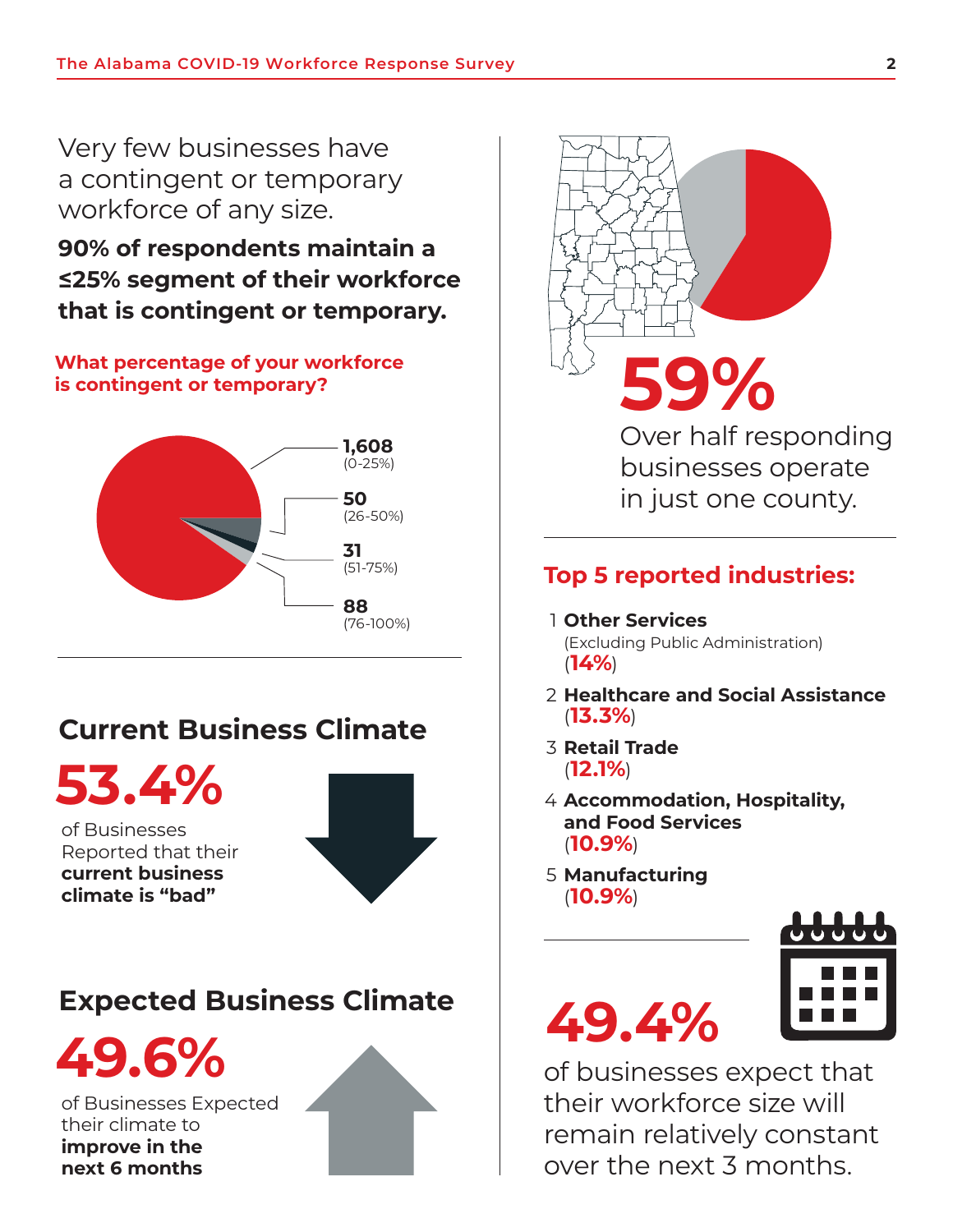Very few businesses have a contingent or temporary workforce of any size.

**90% of respondents maintain a ≤25% segment of their workforce that is contingent or temporary.**

**What percentage of your workforce is contingent or temporary?**

**1,608** (0-25%)

**50** (26-50%)

**31** (51-75%)

**88** (76-100%)

## Current Business Climate

**53.4%**

of Businesses Reported that their **current business climate is "bad"**

## Expected Business Climate

**49.6%**

of Businesses Expected their climate to **improve in the next 6 months**

**59%**

Over half responding businesses operate in just one county.

## Top 5 reported industries:

1. **Other Services** (Excluding Public Administration) (**14%**)
2. **Healthcare and Social Assistance** (**13.3%**)
3. **Retail Trade** (**12.1%**)
4. **Accommodation, Hospitality, and Food Services** (**10.9%**)
5. **Manufacturing** (**10.9%**)

**49.4%**

of businesses expect that their workforce size will remain relatively constant over the next 3 months.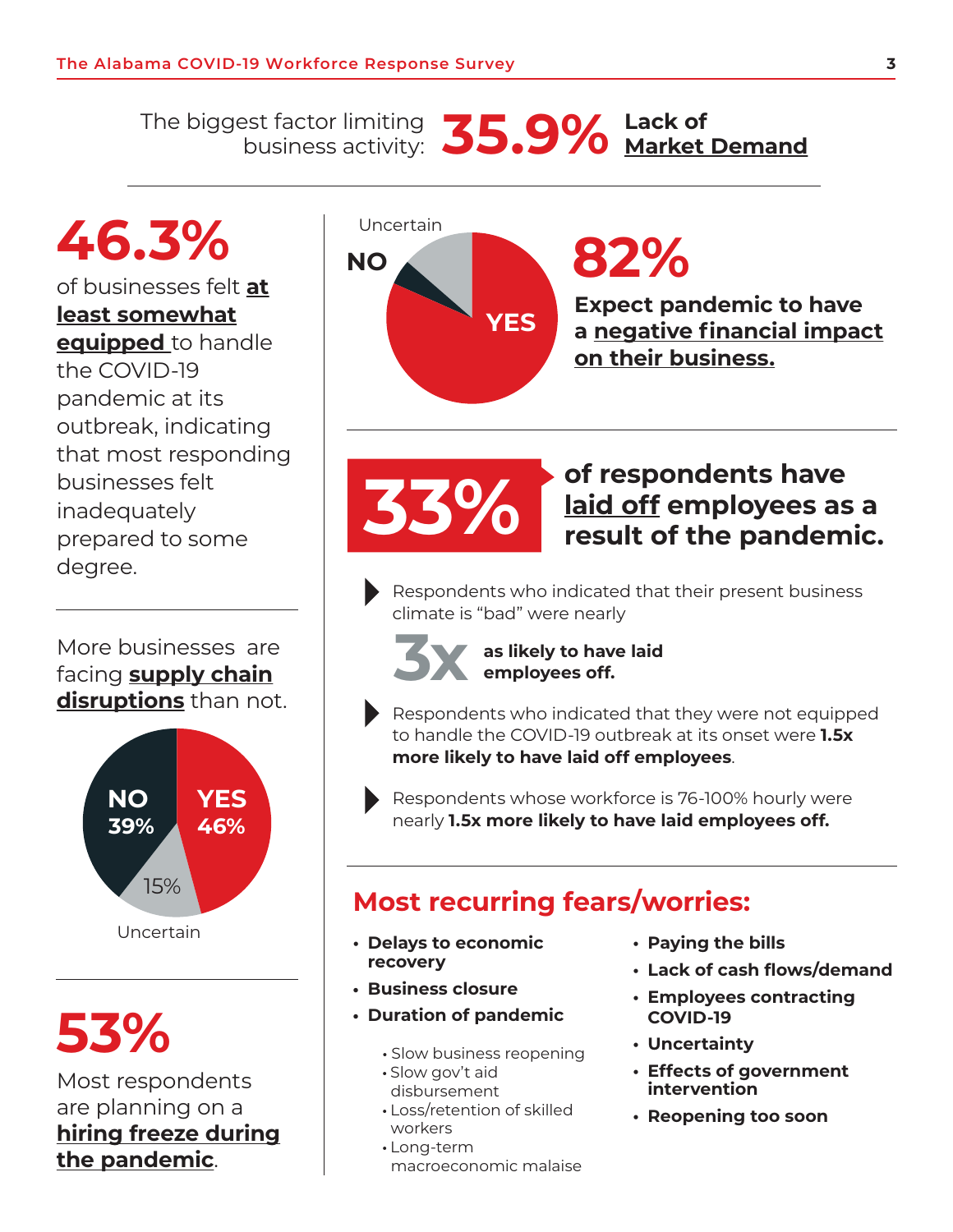The biggest factor limiting business activity: **35.9%** **Lack of Market Demand**

**46.3%**

of businesses felt **at least somewhat equipped** to handle the COVID-19 pandemic at its outbreak, indicating that most responding businesses felt inadequately prepared to some degree.

More businesses are facing **supply chain disruptions** than not.

NO 39%

YES 46%

15%

Uncertain

**53%**

Most respondents are planning on a **hiring freeze during the pandemic**.

Uncertain

NO

YES

**82%**

**Expect pandemic to have a negative financial impact on their business.**

**33%** **of respondents have laid off employees as a result of the pandemic.**

- Respondents who indicated that their present business climate is "bad" were nearly **3x** **as likely to have laid employees off.**
- Respondents who indicated that they were not equipped to handle the COVID-19 outbreak at its onset were **1.5x more likely to have laid off employees**.
- Respondents whose workforce is 76-100% hourly were nearly **1.5x more likely to have laid employees off.**

## Most recurring fears/worries:

- **Delays to economic recovery**
- **Business closure**
- **Duration of pandemic**
  - Slow business reopening
  - Slow gov't aid disbursement
  - Loss/retention of skilled workers
  - Long-term macroeconomic malaise
- **Paying the bills**
- **Lack of cash flows/demand**
- **Employees contracting COVID-19**
- **Uncertainty**
- **Effects of government intervention**
- **Reopening too soon**